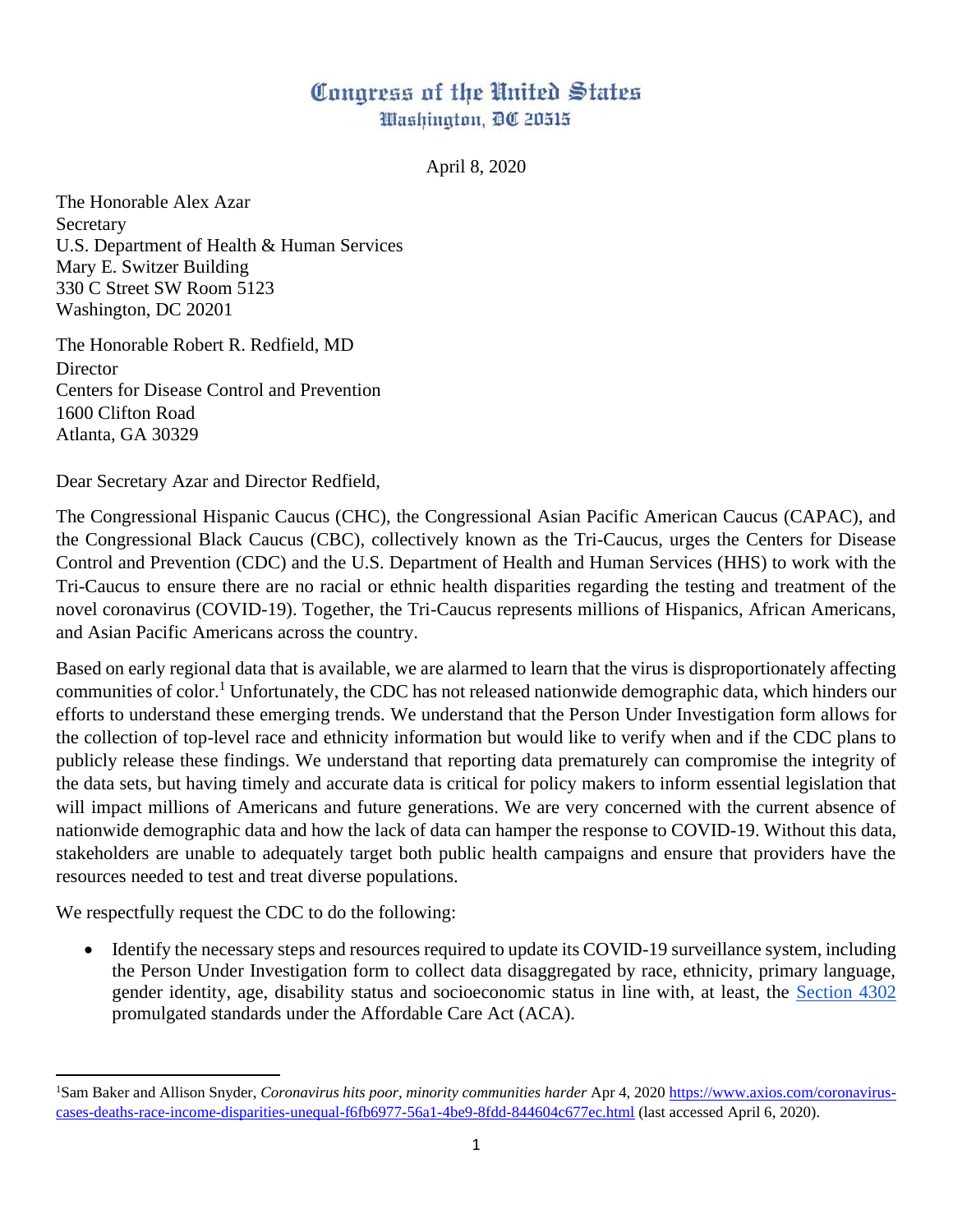# Congress of the United States
## Washington, DC 20515

April 8, 2020

The Honorable Alex Azar
Secretary
U.S. Department of Health & Human Services
Mary E. Switzer Building
330 C Street SW Room 5123
Washington, DC 20201

The Honorable Robert R. Redfield, MD
Director
Centers for Disease Control and Prevention
1600 Clifton Road
Atlanta, GA 30329

Dear Secretary Azar and Director Redfield,

The Congressional Hispanic Caucus (CHC), the Congressional Asian Pacific American Caucus (CAPAC), and the Congressional Black Caucus (CBC), collectively known as the Tri-Caucus, urges the Centers for Disease Control and Prevention (CDC) and the U.S. Department of Health and Human Services (HHS) to work with the Tri-Caucus to ensure there are no racial or ethnic health disparities regarding the testing and treatment of the novel coronavirus (COVID-19). Together, the Tri-Caucus represents millions of Hispanics, African Americans, and Asian Pacific Americans across the country.

Based on early regional data that is available, we are alarmed to learn that the virus is disproportionately affecting communities of color.[1] Unfortunately, the CDC has not released nationwide demographic data, which hinders our efforts to understand these emerging trends. We understand that the Person Under Investigation form allows for the collection of top-level race and ethnicity information but would like to verify when and if the CDC plans to publicly release these findings. We understand that reporting data prematurely can compromise the integrity of the data sets, but having timely and accurate data is critical for policy makers to inform essential legislation that will impact millions of Americans and future generations. We are very concerned with the current absence of nationwide demographic data and how the lack of data can hamper the response to COVID-19. Without this data, stakeholders are unable to adequately target both public health campaigns and ensure that providers have the resources needed to test and treat diverse populations.

We respectfully request the CDC to do the following:

- Identify the necessary steps and resources required to update its COVID-19 surveillance system, including the Person Under Investigation form to collect data disaggregated by race, ethnicity, primary language, gender identity, age, disability status and socioeconomic status in line with, at least, the Section 4302 promulgated standards under the Affordable Care Act (ACA).

---

[1] Sam Baker and Allison Snyder, *Coronavirus hits poor, minority communities harder* Apr 4, 2020 https://www.axios.com/coronavirus-cases-deaths-race-income-disparities-unequal-f6fb6977-56a1-4be9-8fdd-844604c677ec.html (last accessed April 6, 2020).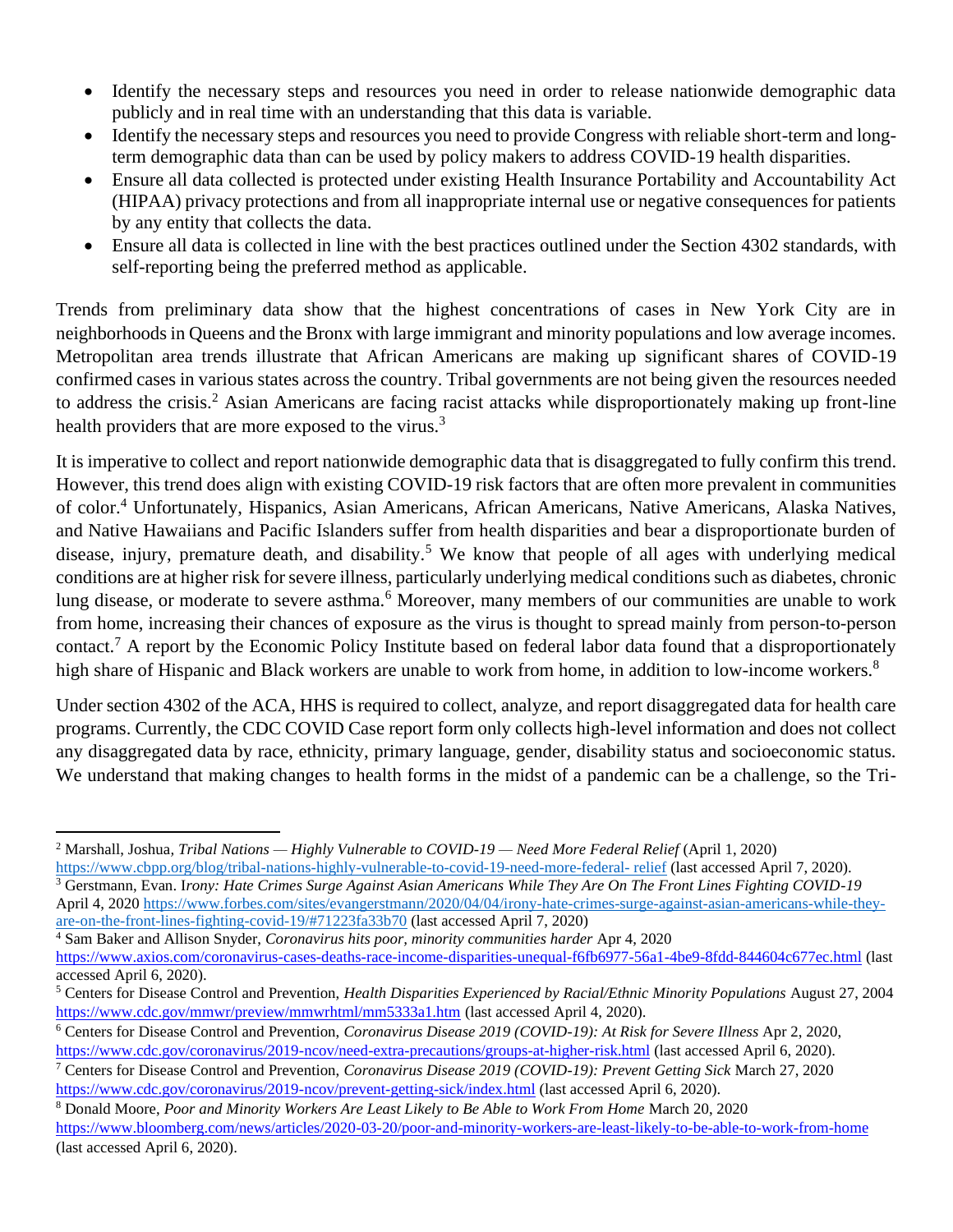- Identify the necessary steps and resources you need in order to release nationwide demographic data publicly and in real time with an understanding that this data is variable.
- Identify the necessary steps and resources you need to provide Congress with reliable short-term and long-term demographic data than can be used by policy makers to address COVID-19 health disparities.
- Ensure all data collected is protected under existing Health Insurance Portability and Accountability Act (HIPAA) privacy protections and from all inappropriate internal use or negative consequences for patients by any entity that collects the data.
- Ensure all data is collected in line with the best practices outlined under the Section 4302 standards, with self-reporting being the preferred method as applicable.

Trends from preliminary data show that the highest concentrations of cases in New York City are in neighborhoods in Queens and the Bronx with large immigrant and minority populations and low average incomes. Metropolitan area trends illustrate that African Americans are making up significant shares of COVID-19 confirmed cases in various states across the country. Tribal governments are not being given the resources needed to address the crisis.[2] Asian Americans are facing racist attacks while disproportionately making up front-line health providers that are more exposed to the virus.[3]

It is imperative to collect and report nationwide demographic data that is disaggregated to fully confirm this trend. However, this trend does align with existing COVID-19 risk factors that are often more prevalent in communities of color.[4] Unfortunately, Hispanics, Asian Americans, African Americans, Native Americans, Alaska Natives, and Native Hawaiians and Pacific Islanders suffer from health disparities and bear a disproportionate burden of disease, injury, premature death, and disability.[5] We know that people of all ages with underlying medical conditions are at higher risk for severe illness, particularly underlying medical conditions such as diabetes, chronic lung disease, or moderate to severe asthma.[6] Moreover, many members of our communities are unable to work from home, increasing their chances of exposure as the virus is thought to spread mainly from person-to-person contact.[7] A report by the Economic Policy Institute based on federal labor data found that a disproportionately high share of Hispanic and Black workers are unable to work from home, in addition to low-income workers.[8]

Under section 4302 of the ACA, HHS is required to collect, analyze, and report disaggregated data for health care programs. Currently, the CDC COVID Case report form only collects high-level information and does not collect any disaggregated data by race, ethnicity, primary language, gender, disability status and socioeconomic status. We understand that making changes to health forms in the midst of a pandemic can be a challenge, so the Tri-

---

[2] Marshall, Joshua, *Tribal Nations — Highly Vulnerable to COVID-19 — Need More Federal Relief* (April 1, 2020) https://www.cbpp.org/blog/tribal-nations-highly-vulnerable-to-covid-19-need-more-federal- relief (last accessed April 7, 2020).

[3] Gerstmann, Evan. I*rony: Hate Crimes Surge Against Asian Americans While They Are On The Front Lines Fighting COVID-19* April 4, 2020 https://www.forbes.com/sites/evangerstmann/2020/04/04/irony-hate-crimes-surge-against-asian-americans-while-they-are-on-the-front-lines-fighting-covid-19/#71223fa33b70 (last accessed April 7, 2020)

[4] Sam Baker and Allison Snyder, *Coronavirus hits poor, minority communities harder* Apr 4, 2020 https://www.axios.com/coronavirus-cases-deaths-race-income-disparities-unequal-f6fb6977-56a1-4be9-8fdd-844604c677ec.html (last accessed April 6, 2020).

[5] Centers for Disease Control and Prevention, *Health Disparities Experienced by Racial/Ethnic Minority Populations* August 27, 2004 https://www.cdc.gov/mmwr/preview/mmwrhtml/mm5333a1.htm (last accessed April 4, 2020).

[6] Centers for Disease Control and Prevention, *Coronavirus Disease 2019 (COVID-19): At Risk for Severe Illness* Apr 2, 2020, https://www.cdc.gov/coronavirus/2019-ncov/need-extra-precautions/groups-at-higher-risk.html (last accessed April 6, 2020).

[7] Centers for Disease Control and Prevention, *Coronavirus Disease 2019 (COVID-19): Prevent Getting Sick* March 27, 2020 https://www.cdc.gov/coronavirus/2019-ncov/prevent-getting-sick/index.html (last accessed April 6, 2020).

[8] Donald Moore, *Poor and Minority Workers Are Least Likely to Be Able to Work From Home* March 20, 2020 https://www.bloomberg.com/news/articles/2020-03-20/poor-and-minority-workers-are-least-likely-to-be-able-to-work-from-home (last accessed April 6, 2020).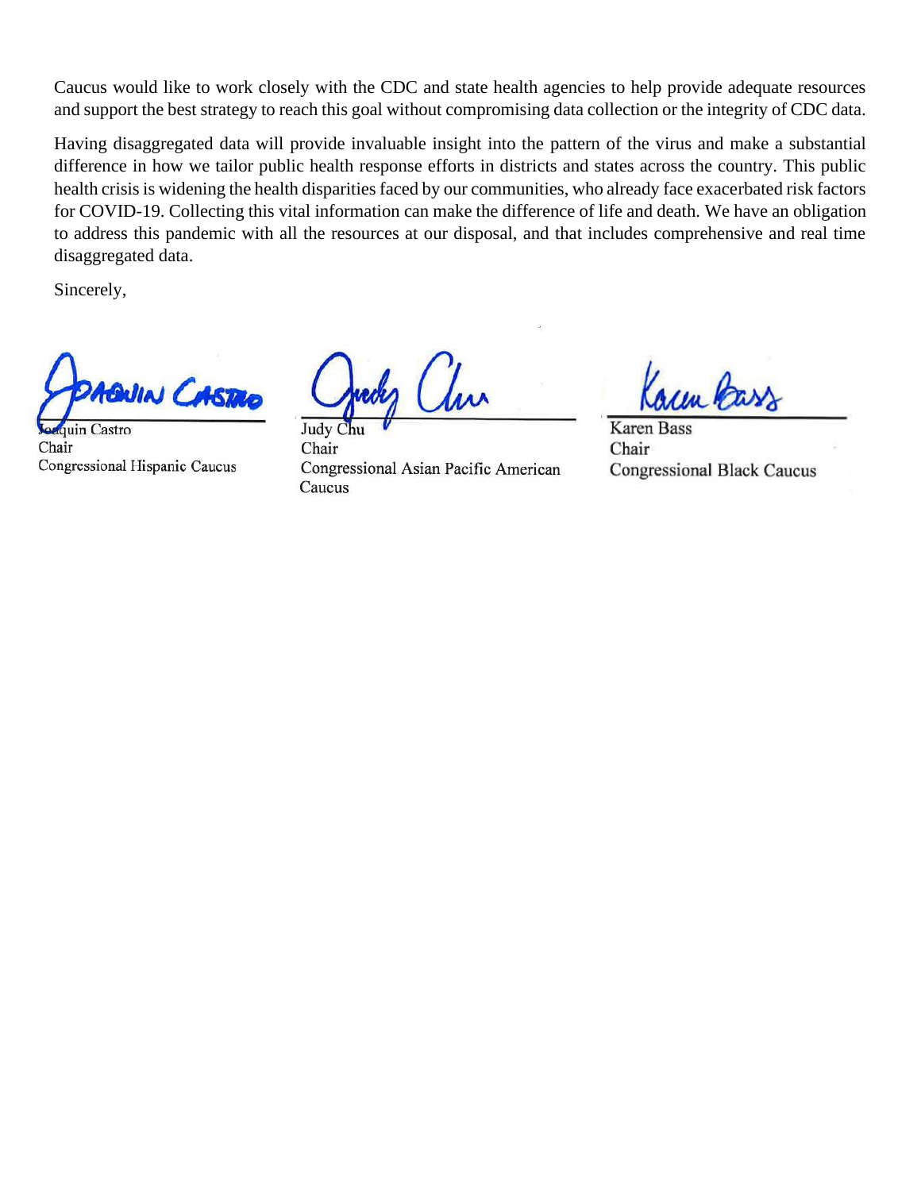Caucus would like to work closely with the CDC and state health agencies to help provide adequate resources and support the best strategy to reach this goal without compromising data collection or the integrity of CDC data.

Having disaggregated data will provide invaluable insight into the pattern of the virus and make a substantial difference in how we tailor public health response efforts in districts and states across the country. This public health crisis is widening the health disparities faced by our communities, who already face exacerbated risk factors for COVID-19. Collecting this vital information can make the difference of life and death. We have an obligation to address this pandemic with all the resources at our disposal, and that includes comprehensive and real time disaggregated data.

Sincerely,

Joaquin Castro
Chair
Congressional Hispanic Caucus

Judy Chu
Chair
Congressional Asian Pacific American Caucus

Karen Bass
Chair
Congressional Black Caucus